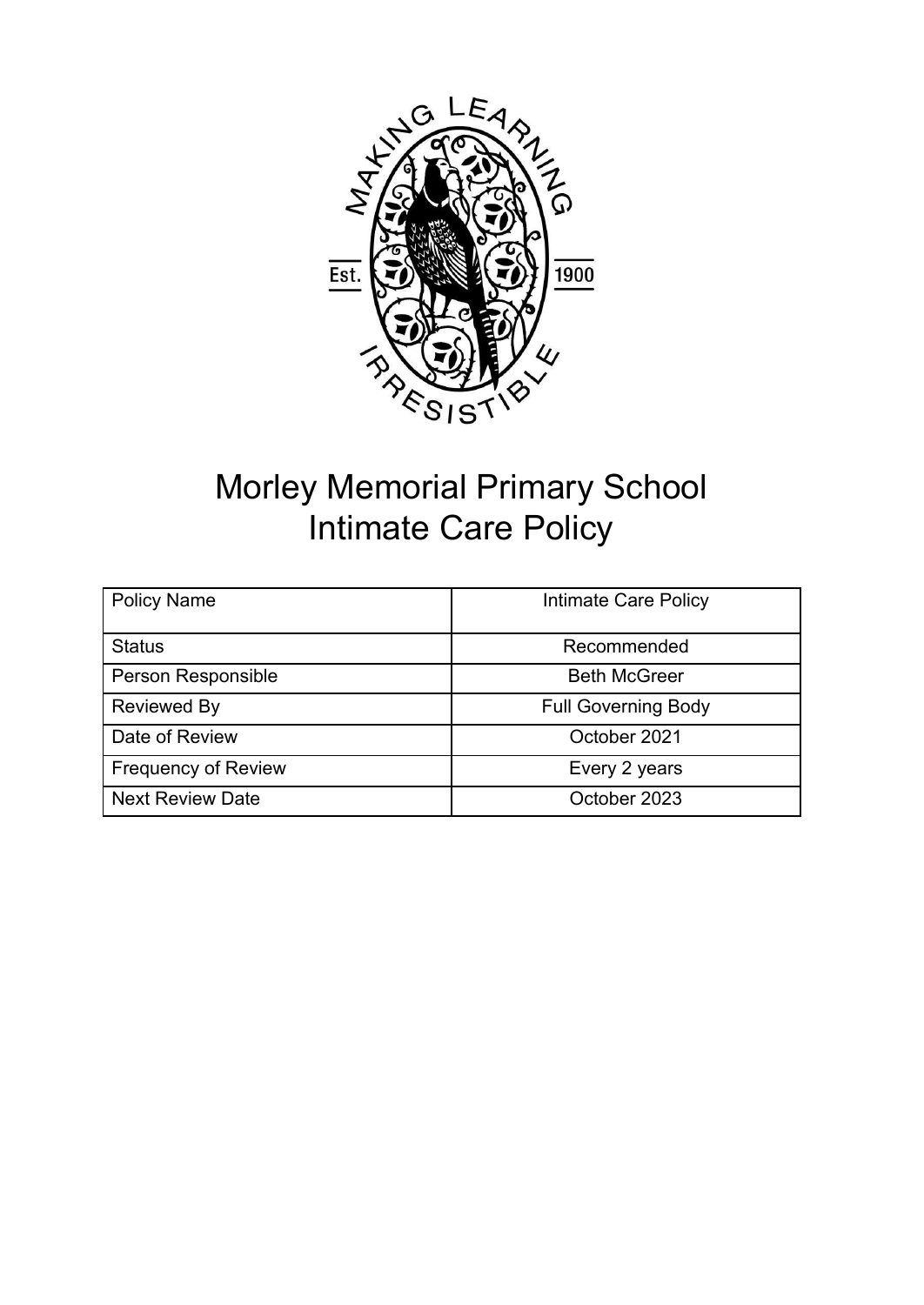# Morley Memorial Primary School
# Intimate Care Policy

| Policy Name | Intimate Care Policy |
|---|---|
| Status | Recommended |
| Person Responsible | Beth McGreer |
| Reviewed By | Full Governing Body |
| Date of Review | October 2021 |
| Frequency of Review | Every 2 years |
| Next Review Date | October 2023 |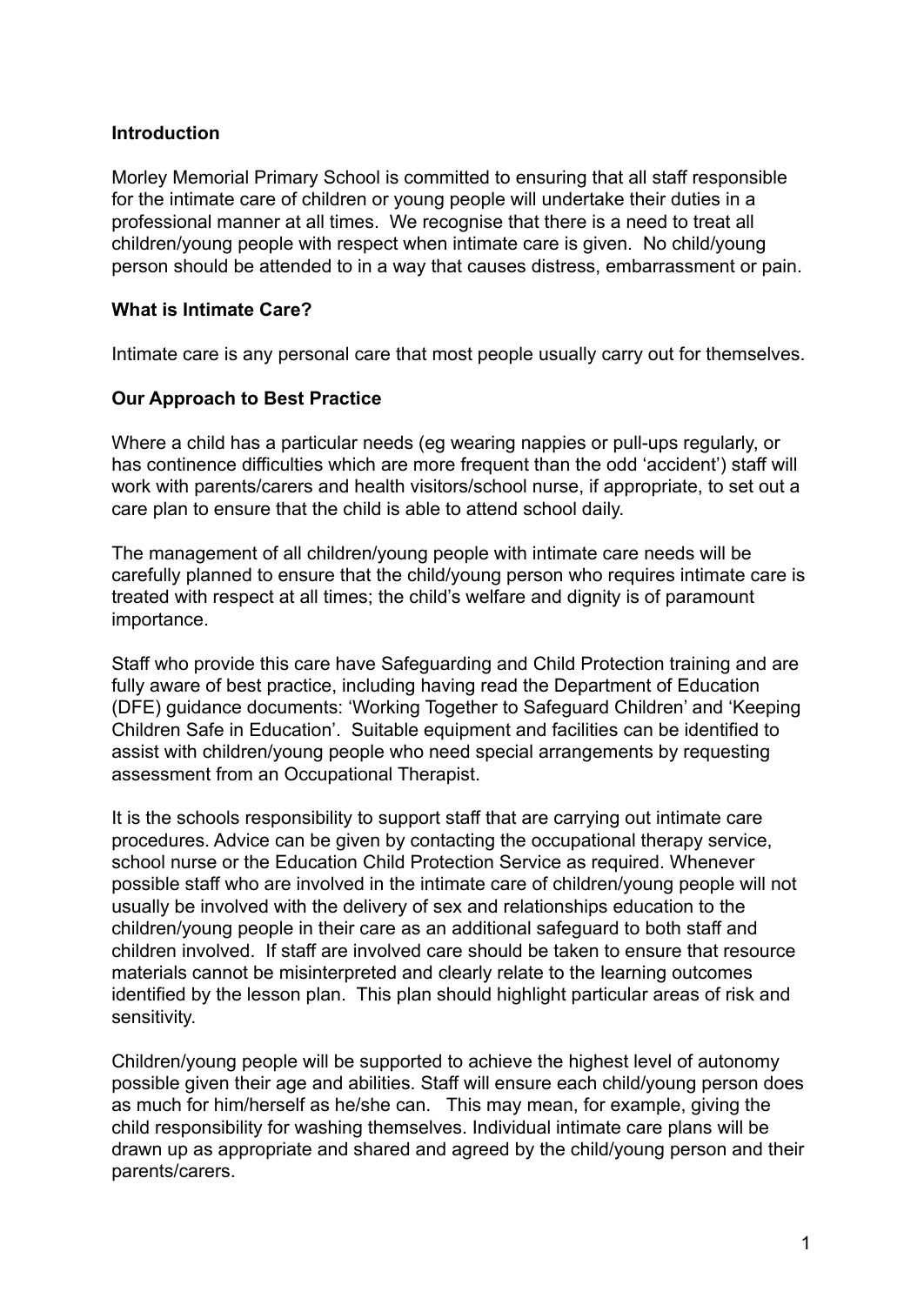**Introduction**

Morley Memorial Primary School is committed to ensuring that all staff responsible for the intimate care of children or young people will undertake their duties in a professional manner at all times. We recognise that there is a need to treat all children/young people with respect when intimate care is given. No child/young person should be attended to in a way that causes distress, embarrassment or pain.

**What is Intimate Care?**

Intimate care is any personal care that most people usually carry out for themselves.

**Our Approach to Best Practice**

Where a child has a particular needs (eg wearing nappies or pull-ups regularly, or has continence difficulties which are more frequent than the odd 'accident') staff will work with parents/carers and health visitors/school nurse, if appropriate, to set out a care plan to ensure that the child is able to attend school daily.

The management of all children/young people with intimate care needs will be carefully planned to ensure that the child/young person who requires intimate care is treated with respect at all times; the child's welfare and dignity is of paramount importance.

Staff who provide this care have Safeguarding and Child Protection training and are fully aware of best practice, including having read the Department of Education (DFE) guidance documents: 'Working Together to Safeguard Children' and 'Keeping Children Safe in Education'. Suitable equipment and facilities can be identified to assist with children/young people who need special arrangements by requesting assessment from an Occupational Therapist.

It is the schools responsibility to support staff that are carrying out intimate care procedures. Advice can be given by contacting the occupational therapy service, school nurse or the Education Child Protection Service as required. Whenever possible staff who are involved in the intimate care of children/young people will not usually be involved with the delivery of sex and relationships education to the children/young people in their care as an additional safeguard to both staff and children involved. If staff are involved care should be taken to ensure that resource materials cannot be misinterpreted and clearly relate to the learning outcomes identified by the lesson plan. This plan should highlight particular areas of risk and sensitivity.

Children/young people will be supported to achieve the highest level of autonomy possible given their age and abilities. Staff will ensure each child/young person does as much for him/herself as he/she can. This may mean, for example, giving the child responsibility for washing themselves. Individual intimate care plans will be drawn up as appropriate and shared and agreed by the child/young person and their parents/carers.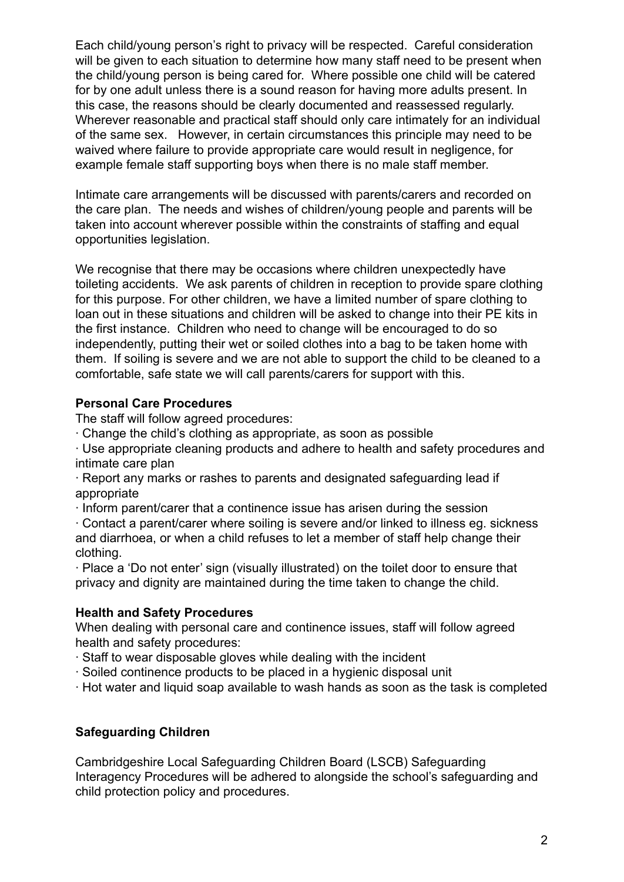Each child/young person's right to privacy will be respected. Careful consideration will be given to each situation to determine how many staff need to be present when the child/young person is being cared for. Where possible one child will be catered for by one adult unless there is a sound reason for having more adults present. In this case, the reasons should be clearly documented and reassessed regularly. Wherever reasonable and practical staff should only care intimately for an individual of the same sex. However, in certain circumstances this principle may need to be waived where failure to provide appropriate care would result in negligence, for example female staff supporting boys when there is no male staff member.

Intimate care arrangements will be discussed with parents/carers and recorded on the care plan. The needs and wishes of children/young people and parents will be taken into account wherever possible within the constraints of staffing and equal opportunities legislation.

We recognise that there may be occasions where children unexpectedly have toileting accidents. We ask parents of children in reception to provide spare clothing for this purpose. For other children, we have a limited number of spare clothing to loan out in these situations and children will be asked to change into their PE kits in the first instance. Children who need to change will be encouraged to do so independently, putting their wet or soiled clothes into a bag to be taken home with them. If soiling is severe and we are not able to support the child to be cleaned to a comfortable, safe state we will call parents/carers for support with this.

**Personal Care Procedures**

The staff will follow agreed procedures:

- Change the child's clothing as appropriate, as soon as possible
- Use appropriate cleaning products and adhere to health and safety procedures and intimate care plan
- Report any marks or rashes to parents and designated safeguarding lead if appropriate
- Inform parent/carer that a continence issue has arisen during the session
- Contact a parent/carer where soiling is severe and/or linked to illness eg. sickness and diarrhoea, or when a child refuses to let a member of staff help change their clothing.
- Place a 'Do not enter' sign (visually illustrated) on the toilet door to ensure that privacy and dignity are maintained during the time taken to change the child.

**Health and Safety Procedures**

When dealing with personal care and continence issues, staff will follow agreed health and safety procedures:

- Staff to wear disposable gloves while dealing with the incident
- Soiled continence products to be placed in a hygienic disposal unit
- Hot water and liquid soap available to wash hands as soon as the task is completed

**Safeguarding Children**

Cambridgeshire Local Safeguarding Children Board (LSCB) Safeguarding Interagency Procedures will be adhered to alongside the school's safeguarding and child protection policy and procedures.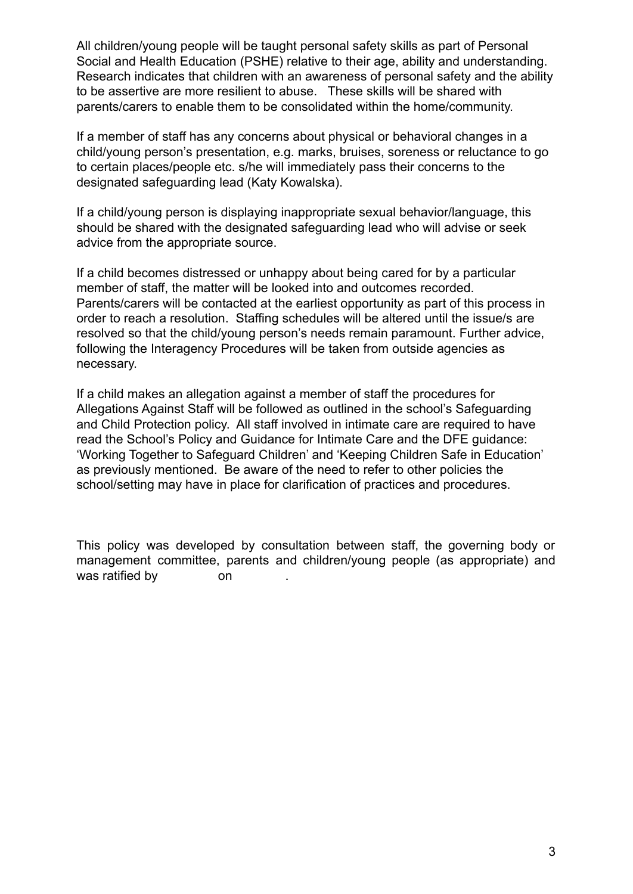All children/young people will be taught personal safety skills as part of Personal Social and Health Education (PSHE) relative to their age, ability and understanding. Research indicates that children with an awareness of personal safety and the ability to be assertive are more resilient to abuse. These skills will be shared with parents/carers to enable them to be consolidated within the home/community.

If a member of staff has any concerns about physical or behavioral changes in a child/young person's presentation, e.g. marks, bruises, soreness or reluctance to go to certain places/people etc. s/he will immediately pass their concerns to the designated safeguarding lead (Katy Kowalska).

If a child/young person is displaying inappropriate sexual behavior/language, this should be shared with the designated safeguarding lead who will advise or seek advice from the appropriate source.

If a child becomes distressed or unhappy about being cared for by a particular member of staff, the matter will be looked into and outcomes recorded. Parents/carers will be contacted at the earliest opportunity as part of this process in order to reach a resolution. Staffing schedules will be altered until the issue/s are resolved so that the child/young person's needs remain paramount. Further advice, following the Interagency Procedures will be taken from outside agencies as necessary.

If a child makes an allegation against a member of staff the procedures for Allegations Against Staff will be followed as outlined in the school's Safeguarding and Child Protection policy. All staff involved in intimate care are required to have read the School's Policy and Guidance for Intimate Care and the DFE guidance: 'Working Together to Safeguard Children' and 'Keeping Children Safe in Education' as previously mentioned. Be aware of the need to refer to other policies the school/setting may have in place for clarification of practices and procedures.

This policy was developed by consultation between staff, the governing body or management committee, parents and children/young people (as appropriate) and was ratified by on .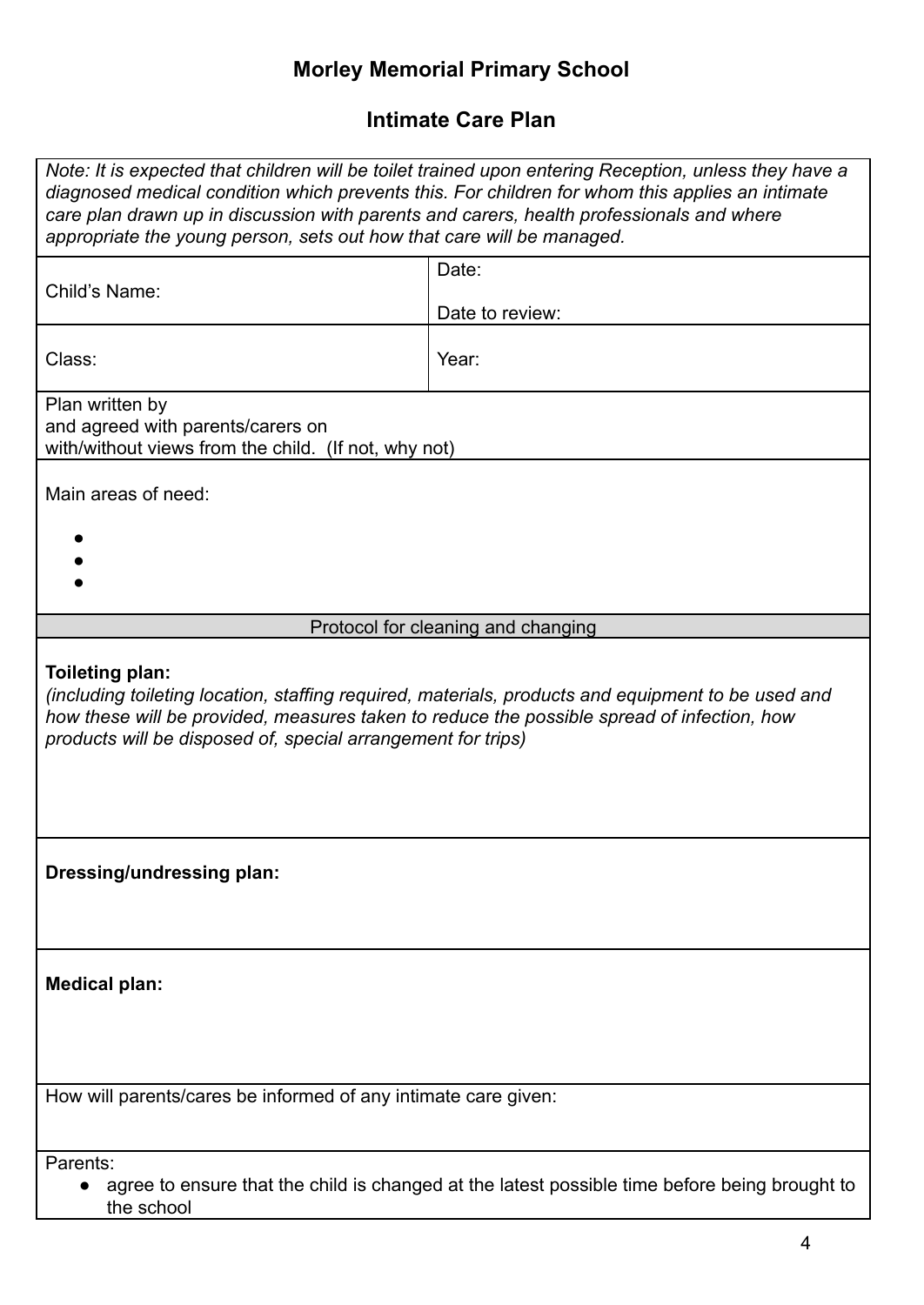# Morley Memorial Primary School

## Intimate Care Plan

*Note: It is expected that children will be toilet trained upon entering Reception, unless they have a diagnosed medical condition which prevents this. For children for whom this applies an intimate care plan drawn up in discussion with parents and carers, health professionals and where appropriate the young person, sets out how that care will be managed.*

| Child's Name: | Date:<br><br>Date to review: |
|---|---|
| Class: | Year: |

Plan written by
and agreed with parents/carers on
with/without views from the child. (If not, why not)

Main areas of need:

- 
- 
- 

### Protocol for cleaning and changing

**Toileting plan:**
*(including toileting location, staffing required, materials, products and equipment to be used and how these will be provided, measures taken to reduce the possible spread of infection, how products will be disposed of, special arrangement for trips)*

**Dressing/undressing plan:**

**Medical plan:**

How will parents/cares be informed of any intimate care given:

Parents:

- agree to ensure that the child is changed at the latest possible time before being brought to the school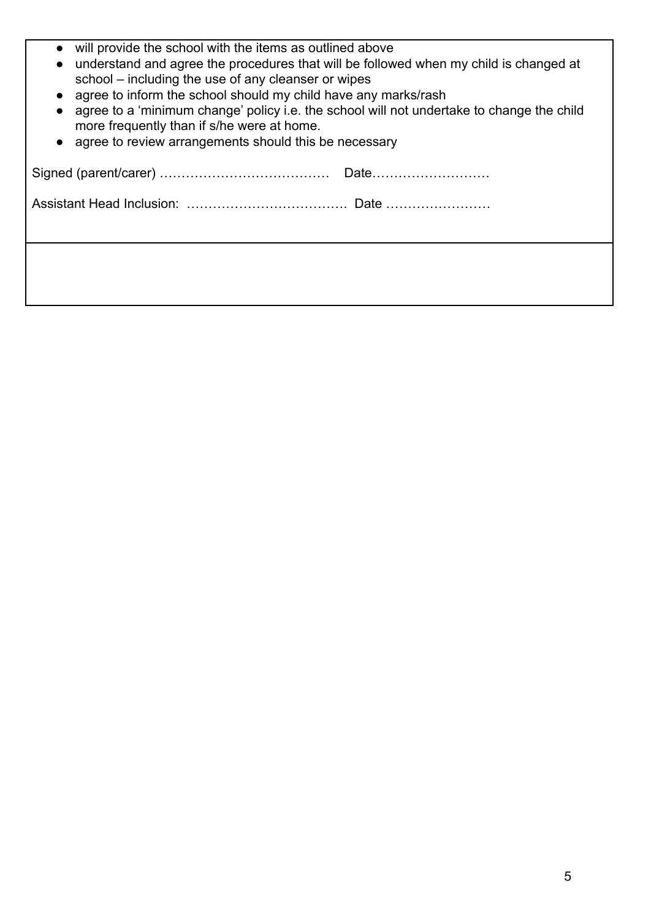- will provide the school with the items as outlined above
- understand and agree the procedures that will be followed when my child is changed at school – including the use of any cleanser or wipes
- agree to inform the school should my child have any marks/rash
- agree to a 'minimum change' policy i.e. the school will not undertake to change the child more frequently than if s/he were at home.
- agree to review arrangements should this be necessary

Signed (parent/carer) ………………………………… Date………………………

Assistant Head Inclusion: ………………………………. Date ……………………